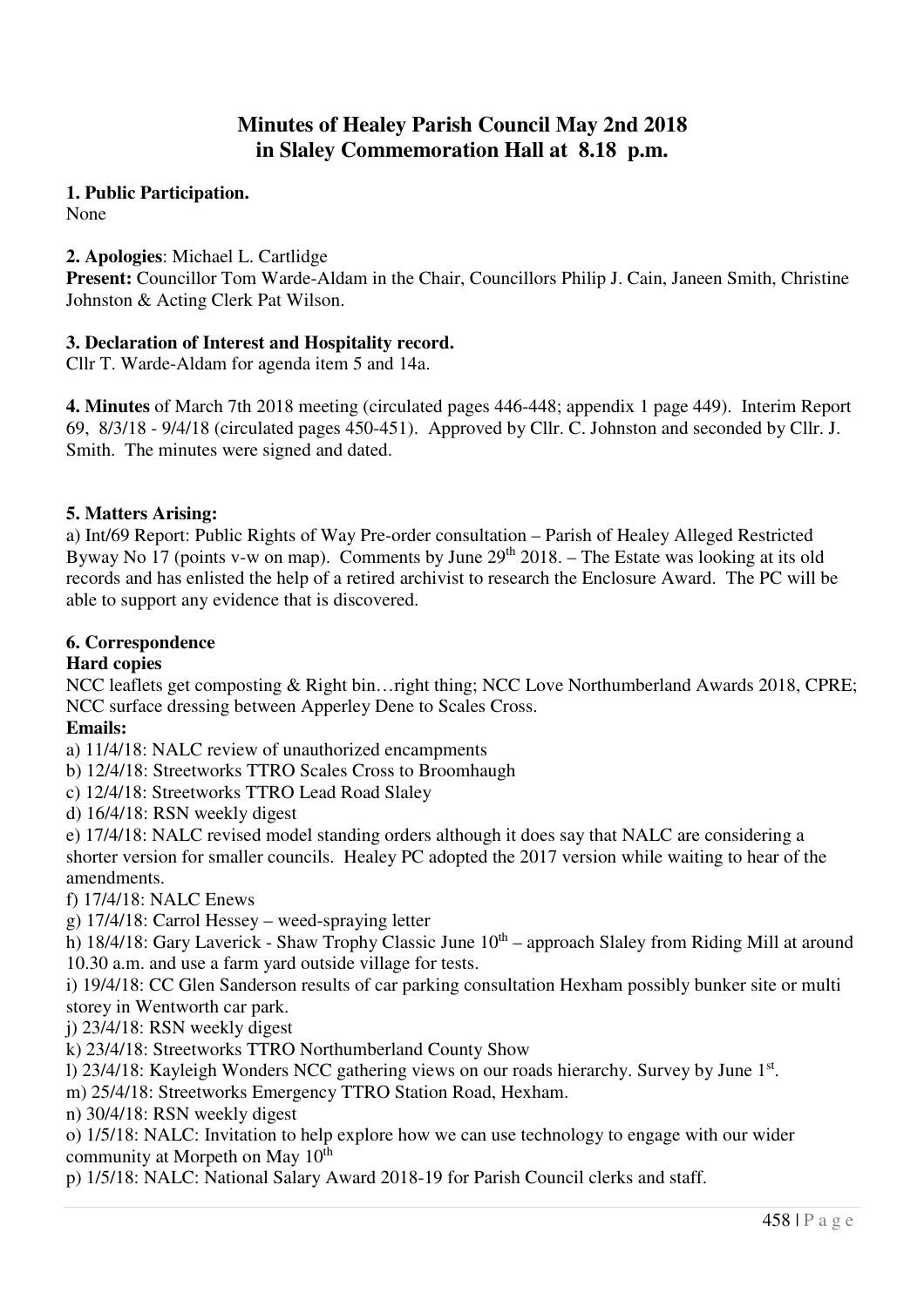# Minutes of Healey Parish Council May 2nd 2018 in Slaley Commemoration Hall at 8.18 p.m.

**1. Public Participation.**
None

**2. Apologies**: Michael L. Cartlidge
**Present:** Councillor Tom Warde-Aldam in the Chair, Councillors Philip J. Cain, Janeen Smith, Christine Johnston & Acting Clerk Pat Wilson.

**3. Declaration of Interest and Hospitality record.**
Cllr T. Warde-Aldam for agenda item 5 and 14a.

**4. Minutes** of March 7th 2018 meeting (circulated pages 446-448; appendix 1 page 449). Interim Report 69, 8/3/18 - 9/4/18 (circulated pages 450-451). Approved by Cllr. C. Johnston and seconded by Cllr. J. Smith. The minutes were signed and dated.

**5. Matters Arising:**
a) Int/69 Report: Public Rights of Way Pre-order consultation – Parish of Healey Alleged Restricted Byway No 17 (points v-w on map). Comments by June 29th 2018. – The Estate was looking at its old records and has enlisted the help of a retired archivist to research the Enclosure Award. The PC will be able to support any evidence that is discovered.

**6. Correspondence**
**Hard copies**
NCC leaflets get composting & Right bin…right thing; NCC Love Northumberland Awards 2018, CPRE; NCC surface dressing between Apperley Dene to Scales Cross.
**Emails:**
a) 11/4/18: NALC review of unauthorized encampments
b) 12/4/18: Streetworks TTRO Scales Cross to Broomhaugh
c) 12/4/18: Streetworks TTRO Lead Road Slaley
d) 16/4/18: RSN weekly digest
e) 17/4/18: NALC revised model standing orders although it does say that NALC are considering a shorter version for smaller councils. Healey PC adopted the 2017 version while waiting to hear of the amendments.
f) 17/4/18: NALC Enews
g) 17/4/18: Carrol Hessey – weed-spraying letter
h) 18/4/18: Gary Laverick - Shaw Trophy Classic June 10th – approach Slaley from Riding Mill at around 10.30 a.m. and use a farm yard outside village for tests.
i) 19/4/18: CC Glen Sanderson results of car parking consultation Hexham possibly bunker site or multi storey in Wentworth car park.
j) 23/4/18: RSN weekly digest
k) 23/4/18: Streetworks TTRO Northumberland County Show
l) 23/4/18: Kayleigh Wonders NCC gathering views on our roads hierarchy. Survey by June 1st.
m) 25/4/18: Streetworks Emergency TTRO Station Road, Hexham.
n) 30/4/18: RSN weekly digest
o) 1/5/18: NALC: Invitation to help explore how we can use technology to engage with our wider community at Morpeth on May 10th
p) 1/5/18: NALC: National Salary Award 2018-19 for Parish Council clerks and staff.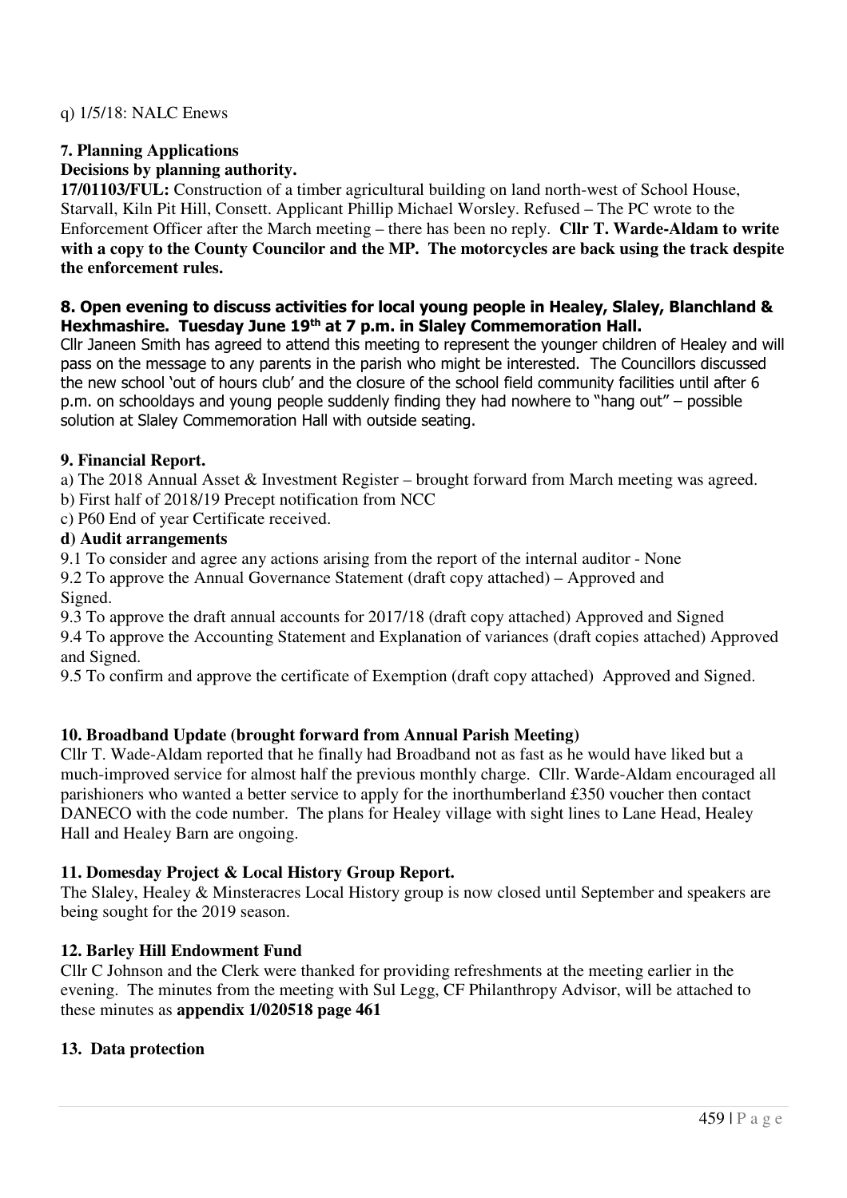q) 1/5/18: NALC Enews

**7. Planning Applications**

**Decisions by planning authority.**

**17/01103/FUL:** Construction of a timber agricultural building on land north-west of School House, Starvall, Kiln Pit Hill, Consett. Applicant Phillip Michael Worsley. Refused – The PC wrote to the Enforcement Officer after the March meeting – there has been no reply. **Cllr T. Warde-Aldam to write with a copy to the County Councilor and the MP. The motorcycles are back using the track despite the enforcement rules.**

**8. Open evening to discuss activities for local young people in Healey, Slaley, Blanchland & Hexhmashire. Tuesday June 19th at 7 p.m. in Slaley Commemoration Hall.**

Cllr Janeen Smith has agreed to attend this meeting to represent the younger children of Healey and will pass on the message to any parents in the parish who might be interested. The Councillors discussed the new school 'out of hours club' and the closure of the school field community facilities until after 6 p.m. on schooldays and young people suddenly finding they had nowhere to "hang out" – possible solution at Slaley Commemoration Hall with outside seating.

**9. Financial Report.**

a) The 2018 Annual Asset & Investment Register – brought forward from March meeting was agreed.
b) First half of 2018/19 Precept notification from NCC
c) P60 End of year Certificate received.

**d) Audit arrangements**

9.1 To consider and agree any actions arising from the report of the internal auditor - None
9.2 To approve the Annual Governance Statement (draft copy attached) – Approved and Signed.
9.3 To approve the draft annual accounts for 2017/18 (draft copy attached) Approved and Signed
9.4 To approve the Accounting Statement and Explanation of variances (draft copies attached) Approved and Signed.
9.5 To confirm and approve the certificate of Exemption (draft copy attached) Approved and Signed.

**10. Broadband Update (brought forward from Annual Parish Meeting)**

Cllr T. Wade-Aldam reported that he finally had Broadband not as fast as he would have liked but a much-improved service for almost half the previous monthly charge. Cllr. Warde-Aldam encouraged all parishioners who wanted a better service to apply for the inorthumberland £350 voucher then contact DANECO with the code number. The plans for Healey village with sight lines to Lane Head, Healey Hall and Healey Barn are ongoing.

**11. Domesday Project & Local History Group Report.**

The Slaley, Healey & Minsteracres Local History group is now closed until September and speakers are being sought for the 2019 season.

**12. Barley Hill Endowment Fund**

Cllr C Johnson and the Clerk were thanked for providing refreshments at the meeting earlier in the evening. The minutes from the meeting with Sul Legg, CF Philanthropy Advisor, will be attached to these minutes as **appendix 1/020518 page 461**

**13. Data protection**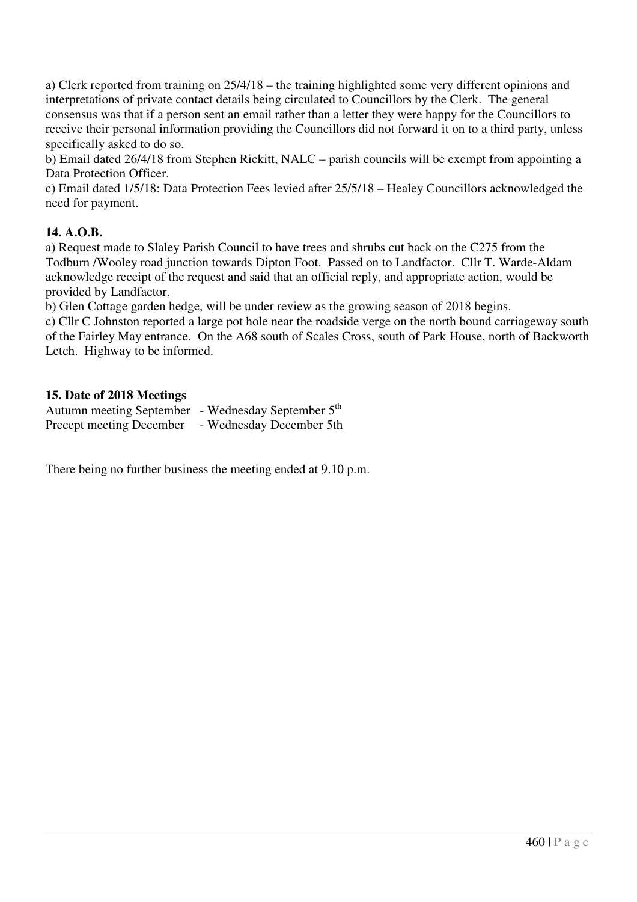a) Clerk reported from training on 25/4/18 – the training highlighted some very different opinions and interpretations of private contact details being circulated to Councillors by the Clerk. The general consensus was that if a person sent an email rather than a letter they were happy for the Councillors to receive their personal information providing the Councillors did not forward it on to a third party, unless specifically asked to do so.

b) Email dated 26/4/18 from Stephen Rickitt, NALC – parish councils will be exempt from appointing a Data Protection Officer.

c) Email dated 1/5/18: Data Protection Fees levied after 25/5/18 – Healey Councillors acknowledged the need for payment.

**14. A.O.B.**

a) Request made to Slaley Parish Council to have trees and shrubs cut back on the C275 from the Todburn /Wooley road junction towards Dipton Foot. Passed on to Landfactor. Cllr T. Warde-Aldam acknowledge receipt of the request and said that an official reply, and appropriate action, would be provided by Landfactor.

b) Glen Cottage garden hedge, will be under review as the growing season of 2018 begins.

c) Cllr C Johnston reported a large pot hole near the roadside verge on the north bound carriageway south of the Fairley May entrance. On the A68 south of Scales Cross, south of Park House, north of Backworth Letch. Highway to be informed.

**15. Date of 2018 Meetings**

Autumn meeting September - Wednesday September 5th
Precept meeting December - Wednesday December 5th

There being no further business the meeting ended at 9.10 p.m.